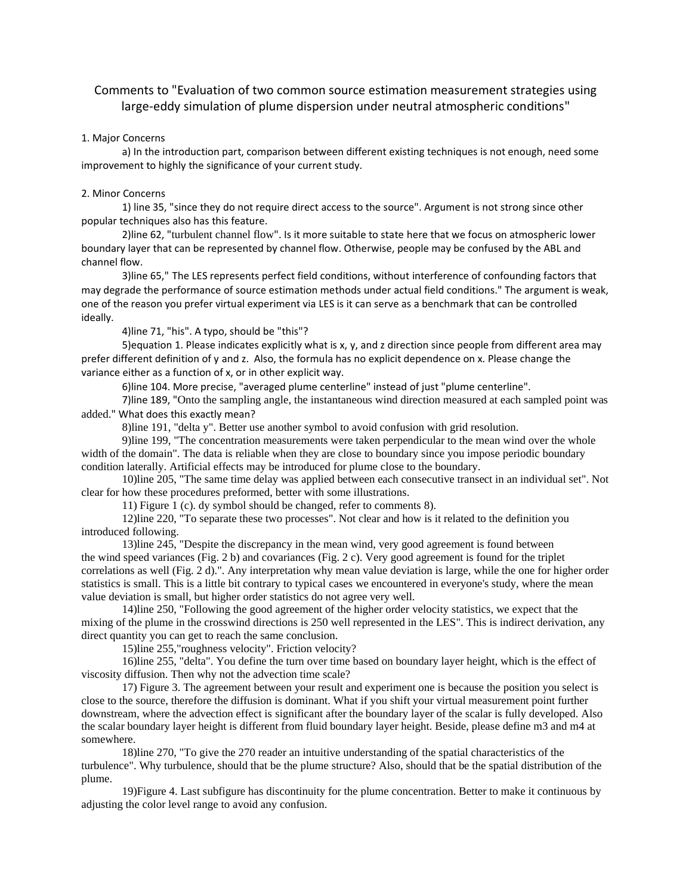# Comments to "Evaluation of two common source estimation measurement strategies using large-eddy simulation of plume dispersion under neutral atmospheric conditions"

1. Major Concerns

a) In the introduction part, comparison between different existing techniques is not enough, need some improvement to highly the significance of your current study.

2. Minor Concerns

1) line 35, "since they do not require direct access to the source". Argument is not strong since other popular techniques also has this feature.

2)line 62, "turbulent channel flow". Is it more suitable to state here that we focus on atmospheric lower boundary layer that can be represented by channel flow. Otherwise, people may be confused by the ABL and channel flow.

3)line 65," The LES represents perfect field conditions, without interference of confounding factors that may degrade the performance of source estimation methods under actual field conditions." The argument is weak, one of the reason you prefer virtual experiment via LES is it can serve as a benchmark that can be controlled ideally.

4)line 71, "his". A typo, should be "this"?

5)equation 1. Please indicates explicitly what is x, y, and z direction since people from different area may prefer different definition of y and z. Also, the formula has no explicit dependence on x. Please change the variance either as a function of x, or in other explicit way.

6)line 104. More precise, "averaged plume centerline" instead of just "plume centerline".

7)line 189, "Onto the sampling angle, the instantaneous wind direction measured at each sampled point was added." What does this exactly mean?

8)line 191, "delta y". Better use another symbol to avoid confusion with grid resolution.

9)line 199, "The concentration measurements were taken perpendicular to the mean wind over the whole width of the domain". The data is reliable when they are close to boundary since you impose periodic boundary condition laterally. Artificial effects may be introduced for plume close to the boundary.

10)line 205, "The same time delay was applied between each consecutive transect in an individual set". Not clear for how these procedures preformed, better with some illustrations.

11) Figure 1 (c). dy symbol should be changed, refer to comments 8).

12)line 220, "To separate these two processes". Not clear and how is it related to the definition you introduced following.

13)line 245, "Despite the discrepancy in the mean wind, very good agreement is found between the wind speed variances (Fig. 2 b) and covariances (Fig. 2 c). Very good agreement is found for the triplet correlations as well (Fig. 2 d).". Any interpretation why mean value deviation is large, while the one for higher order statistics is small. This is a little bit contrary to typical cases we encountered in everyone's study, where the mean value deviation is small, but higher order statistics do not agree very well.

14)line 250, "Following the good agreement of the higher order velocity statistics, we expect that the mixing of the plume in the crosswind directions is 250 well represented in the LES". This is indirect derivation, any direct quantity you can get to reach the same conclusion.

15)line 255,"roughness velocity". Friction velocity?

16)line 255, "delta". You define the turn over time based on boundary layer height, which is the effect of viscosity diffusion. Then why not the advection time scale?

17) Figure 3. The agreement between your result and experiment one is because the position you select is close to the source, therefore the diffusion is dominant. What if you shift your virtual measurement point further downstream, where the advection effect is significant after the boundary layer of the scalar is fully developed. Also the scalar boundary layer height is different from fluid boundary layer height. Beside, please define m3 and m4 at somewhere.

18)line 270, "To give the 270 reader an intuitive understanding of the spatial characteristics of the turbulence". Why turbulence, should that be the plume structure? Also, should that be the spatial distribution of the plume.

19)Figure 4. Last subfigure has discontinuity for the plume concentration. Better to make it continuous by adjusting the color level range to avoid any confusion.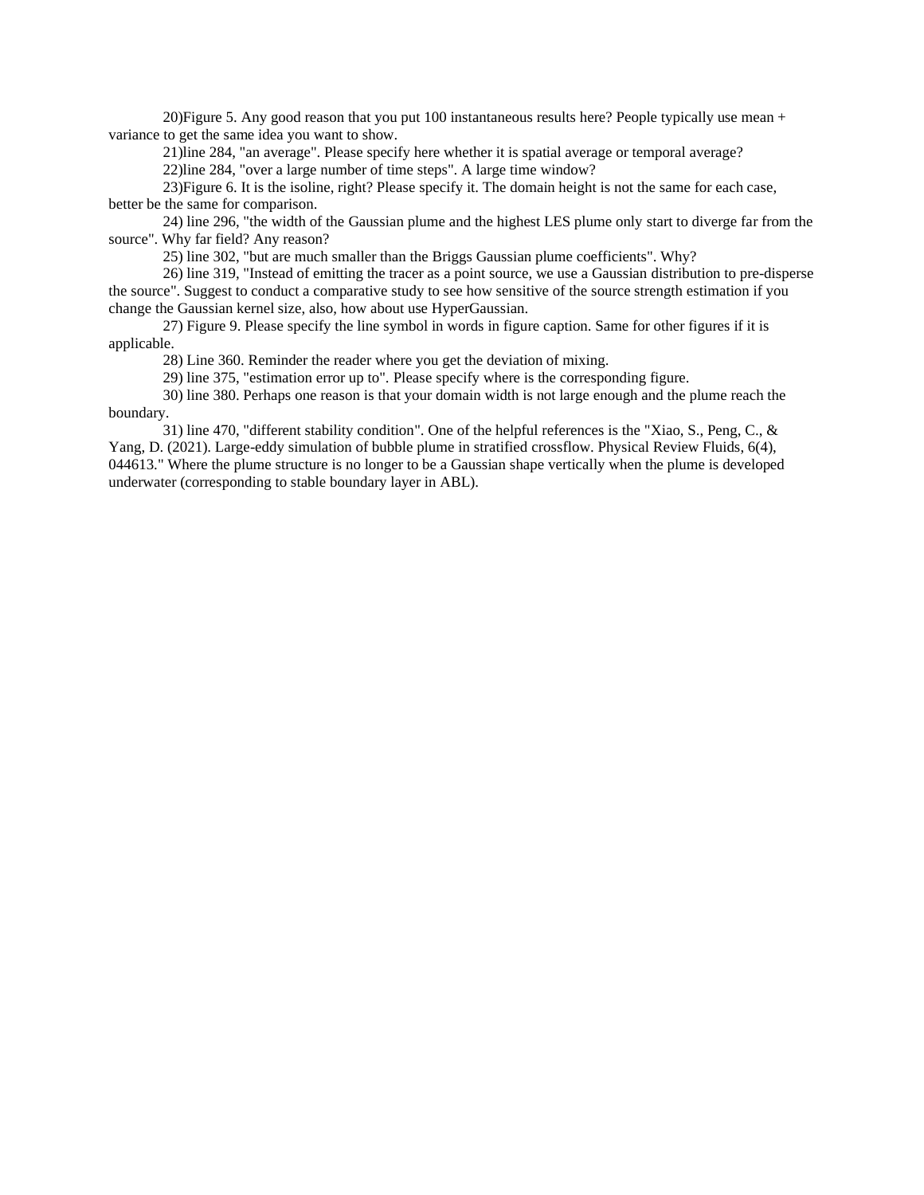20)Figure 5. Any good reason that you put 100 instantaneous results here? People typically use mean + variance to get the same idea you want to show.

21)line 284, "an average". Please specify here whether it is spatial average or temporal average?

22)line 284, "over a large number of time steps". A large time window?

23)Figure 6. It is the isoline, right? Please specify it. The domain height is not the same for each case, better be the same for comparison.

24) line 296, "the width of the Gaussian plume and the highest LES plume only start to diverge far from the source". Why far field? Any reason?

25) line 302, "but are much smaller than the Briggs Gaussian plume coefficients". Why?

26) line 319, "Instead of emitting the tracer as a point source, we use a Gaussian distribution to pre-disperse the source". Suggest to conduct a comparative study to see how sensitive of the source strength estimation if you change the Gaussian kernel size, also, how about use HyperGaussian.

27) Figure 9. Please specify the line symbol in words in figure caption. Same for other figures if it is applicable.

28) Line 360. Reminder the reader where you get the deviation of mixing.

29) line 375, "estimation error up to". Please specify where is the corresponding figure.

30) line 380. Perhaps one reason is that your domain width is not large enough and the plume reach the boundary.

31) line 470, "different stability condition". One of the helpful references is the "Xiao, S., Peng, C., & Yang, D. (2021). Large-eddy simulation of bubble plume in stratified crossflow. Physical Review Fluids, 6(4), 044613." Where the plume structure is no longer to be a Gaussian shape vertically when the plume is developed underwater (corresponding to stable boundary layer in ABL).